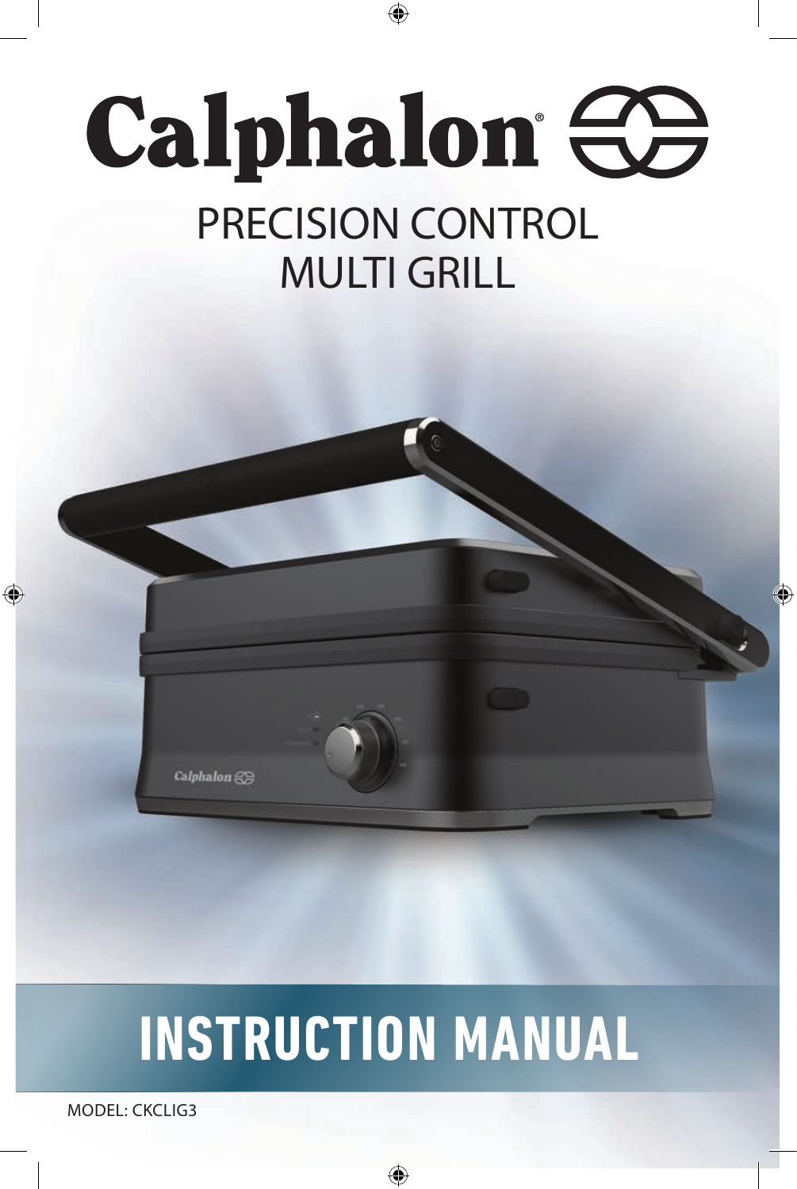# Calphalon®

## PRECISION CONTROL MULTI GRILL

# INSTRUCTION MANUAL

MODEL: CKCLIG3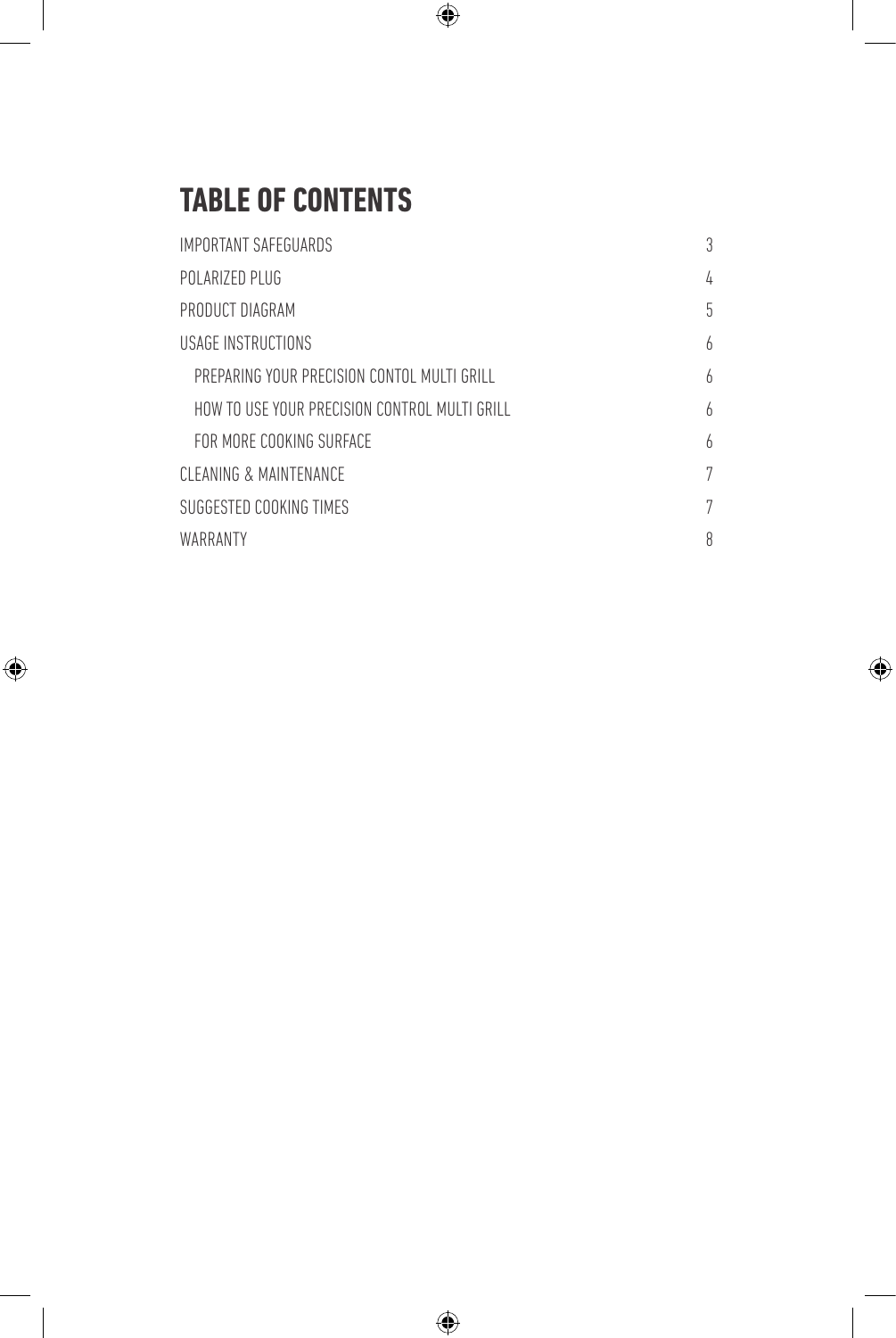# TABLE OF CONTENTS

| | |
|---|---|
| IMPORTANT SAFEGUARDS | 3 |
| POLARIZED PLUG | 4 |
| PRODUCT DIAGRAM | 5 |
| USAGE INSTRUCTIONS | 6 |
| PREPARING YOUR PRECISION CONTOL MULTI GRILL | 6 |
| HOW TO USE YOUR PRECISION CONTROL MULTI GRILL | 6 |
| FOR MORE COOKING SURFACE | 6 |
| CLEANING & MAINTENANCE | 7 |
| SUGGESTED COOKING TIMES | 7 |
| WARRANTY | 8 |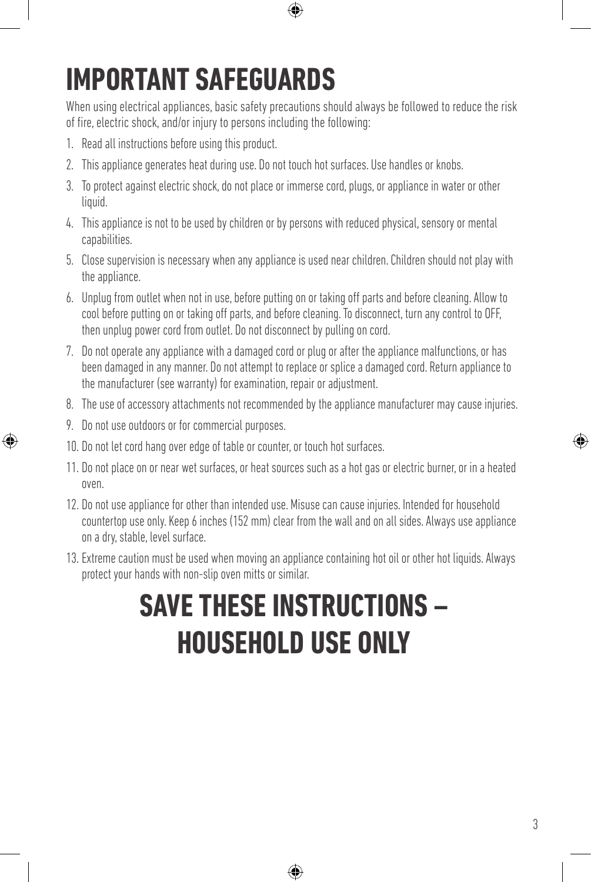# IMPORTANT SAFEGUARDS

When using electrical appliances, basic safety precautions should always be followed to reduce the risk of fire, electric shock, and/or injury to persons including the following:

1. Read all instructions before using this product.
2. This appliance generates heat during use. Do not touch hot surfaces. Use handles or knobs.
3. To protect against electric shock, do not place or immerse cord, plugs, or appliance in water or other liquid.
4. This appliance is not to be used by children or by persons with reduced physical, sensory or mental capabilities.
5. Close supervision is necessary when any appliance is used near children. Children should not play with the appliance.
6. Unplug from outlet when not in use, before putting on or taking off parts and before cleaning. Allow to cool before putting on or taking off parts, and before cleaning. To disconnect, turn any control to OFF, then unplug power cord from outlet. Do not disconnect by pulling on cord.
7. Do not operate any appliance with a damaged cord or plug or after the appliance malfunctions, or has been damaged in any manner. Do not attempt to replace or splice a damaged cord. Return appliance to the manufacturer (see warranty) for examination, repair or adjustment.
8. The use of accessory attachments not recommended by the appliance manufacturer may cause injuries.
9. Do not use outdoors or for commercial purposes.
10. Do not let cord hang over edge of table or counter, or touch hot surfaces.
11. Do not place on or near wet surfaces, or heat sources such as a hot gas or electric burner, or in a heated oven.
12. Do not use appliance for other than intended use. Misuse can cause injuries. Intended for household countertop use only. Keep 6 inches (152 mm) clear from the wall and on all sides. Always use appliance on a dry, stable, level surface.
13. Extreme caution must be used when moving an appliance containing hot oil or other hot liquids. Always protect your hands with non-slip oven mitts or similar.

# SAVE THESE INSTRUCTIONS – HOUSEHOLD USE ONLY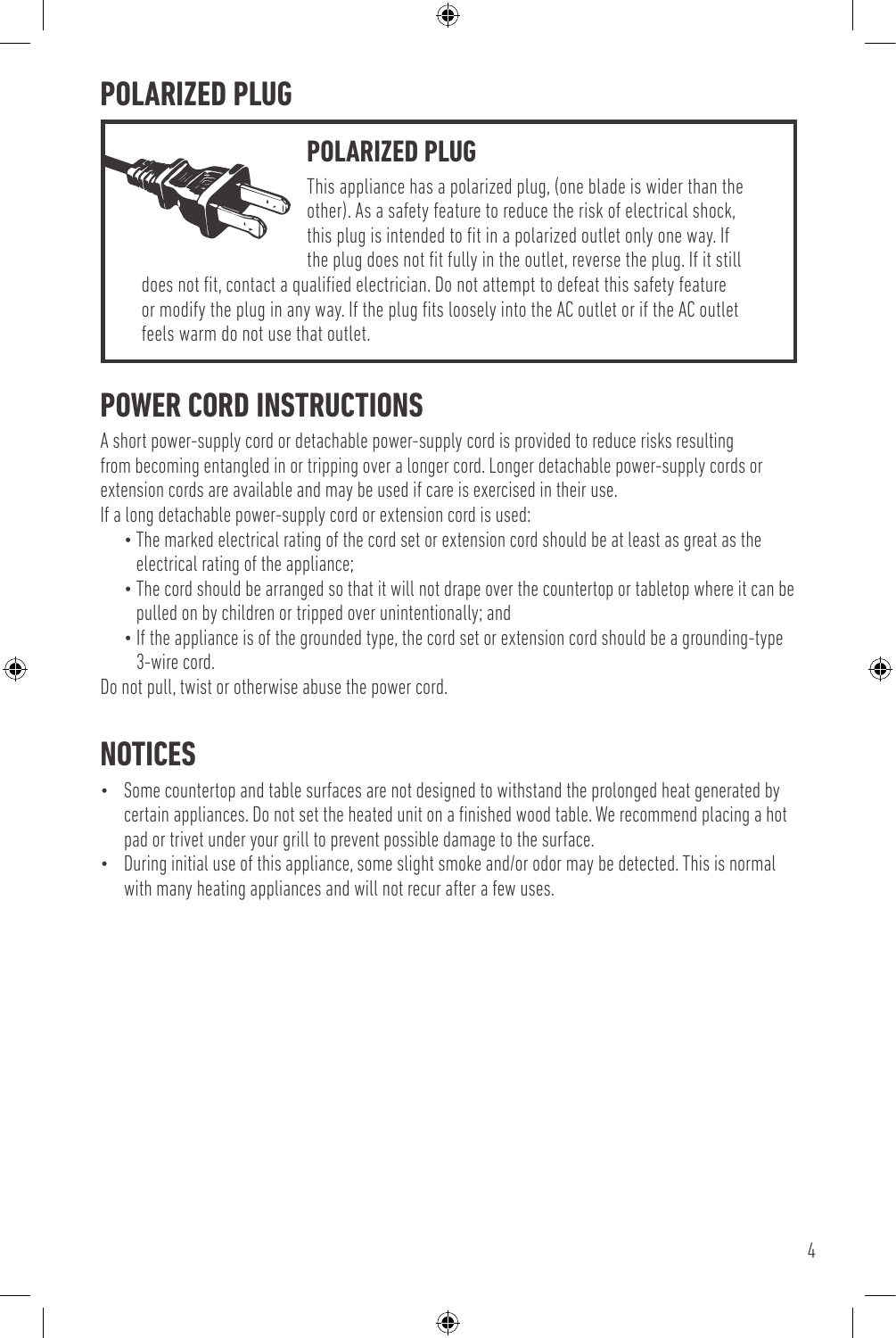# POLARIZED PLUG

## POLARIZED PLUG

This appliance has a polarized plug, (one blade is wider than the other). As a safety feature to reduce the risk of electrical shock, this plug is intended to fit in a polarized outlet only one way. If the plug does not fit fully in the outlet, reverse the plug. If it still does not fit, contact a qualified electrician. Do not attempt to defeat this safety feature or modify the plug in any way. If the plug fits loosely into the AC outlet or if the AC outlet feels warm do not use that outlet.

# POWER CORD INSTRUCTIONS

A short power-supply cord or detachable power-supply cord is provided to reduce risks resulting from becoming entangled in or tripping over a longer cord. Longer detachable power-supply cords or extension cords are available and may be used if care is exercised in their use.

If a long detachable power-supply cord or extension cord is used:

- The marked electrical rating of the cord set or extension cord should be at least as great as the electrical rating of the appliance;
- The cord should be arranged so that it will not drape over the countertop or tabletop where it can be pulled on by children or tripped over unintentionally; and
- If the appliance is of the grounded type, the cord set or extension cord should be a grounding-type 3-wire cord.

Do not pull, twist or otherwise abuse the power cord.

# NOTICES

- Some countertop and table surfaces are not designed to withstand the prolonged heat generated by certain appliances. Do not set the heated unit on a finished wood table. We recommend placing a hot pad or trivet under your grill to prevent possible damage to the surface.
- During initial use of this appliance, some slight smoke and/or odor may be detected. This is normal with many heating appliances and will not recur after a few uses.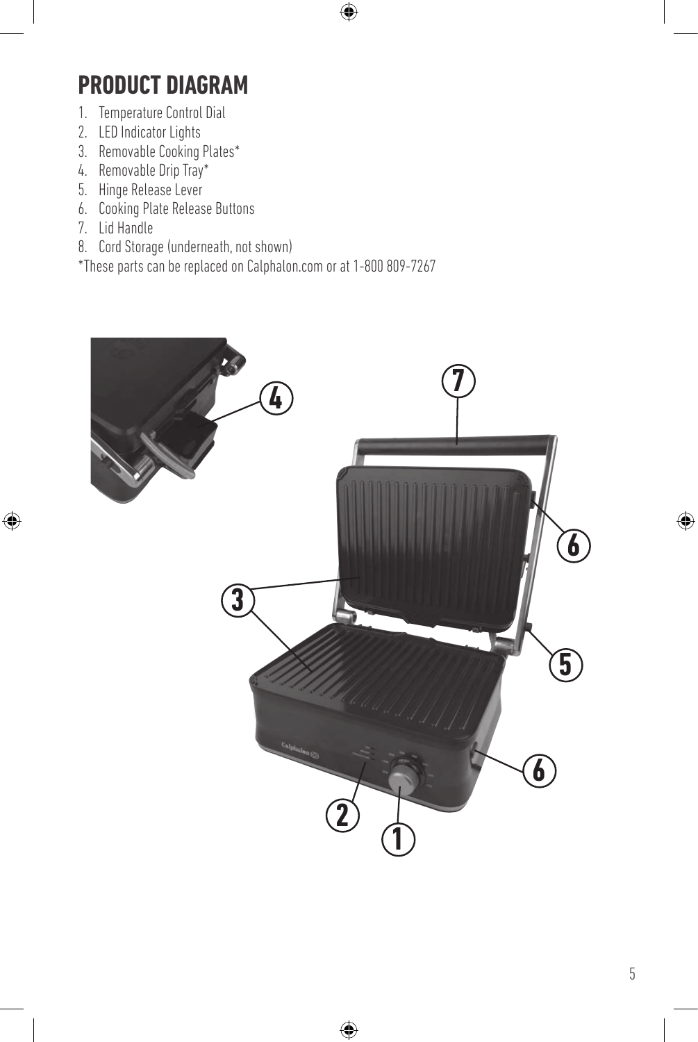## PRODUCT DIAGRAM

1. Temperature Control Dial
2. LED Indicator Lights
3. Removable Cooking Plates*
4. Removable Drip Tray*
5. Hinge Release Lever
6. Cooking Plate Release Buttons
7. Lid Handle
8. Cord Storage (underneath, not shown)

*These parts can be replaced on Calphalon.com or at 1-800 809-7267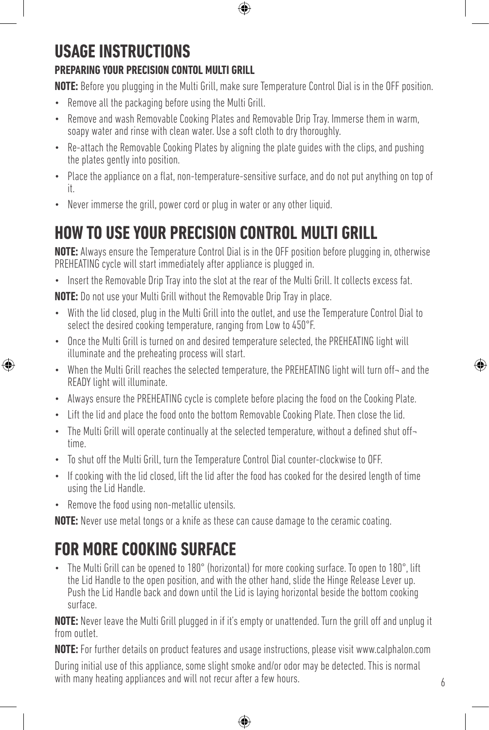# USAGE INSTRUCTIONS

### PREPARING YOUR PRECISION CONTOL MULTI GRILL

**NOTE:** Before you plugging in the Multi Grill, make sure Temperature Control Dial is in the OFF position.

- Remove all the packaging before using the Multi Grill.
- Remove and wash Removable Cooking Plates and Removable Drip Tray. Immerse them in warm, soapy water and rinse with clean water. Use a soft cloth to dry thoroughly.
- Re-attach the Removable Cooking Plates by aligning the plate guides with the clips, and pushing the plates gently into position.
- Place the appliance on a flat, non-temperature-sensitive surface, and do not put anything on top of it.
- Never immerse the grill, power cord or plug in water or any other liquid.

# HOW TO USE YOUR PRECISION CONTROL MULTI GRILL

**NOTE:** Always ensure the Temperature Control Dial is in the OFF position before plugging in, otherwise PREHEATING cycle will start immediately after appliance is plugged in.

- Insert the Removable Drip Tray into the slot at the rear of the Multi Grill. It collects excess fat.

**NOTE:** Do not use your Multi Grill without the Removable Drip Tray in place.

- With the lid closed, plug in the Multi Grill into the outlet, and use the Temperature Control Dial to select the desired cooking temperature, ranging from Low to 450°F.
- Once the Multi Grill is turned on and desired temperature selected, the PREHEATING light will illuminate and the preheating process will start.
- When the Multi Grill reaches the selected temperature, the PREHEATING light will turn off¬ and the READY light will illuminate.
- Always ensure the PREHEATING cycle is complete before placing the food on the Cooking Plate.
- Lift the lid and place the food onto the bottom Removable Cooking Plate. Then close the lid.
- The Multi Grill will operate continually at the selected temperature, without a defined shut off¬ time.
- To shut off the Multi Grill, turn the Temperature Control Dial counter-clockwise to OFF.
- If cooking with the lid closed, lift the lid after the food has cooked for the desired length of time using the Lid Handle.
- Remove the food using non-metallic utensils.

**NOTE:** Never use metal tongs or a knife as these can cause damage to the ceramic coating.

# FOR MORE COOKING SURFACE

- The Multi Grill can be opened to 180° (horizontal) for more cooking surface. To open to 180°, lift the Lid Handle to the open position, and with the other hand, slide the Hinge Release Lever up. Push the Lid Handle back and down until the Lid is laying horizontal beside the bottom cooking surface.

**NOTE:** Never leave the Multi Grill plugged in if it's empty or unattended. Turn the grill off and unplug it from outlet.

**NOTE:** For further details on product features and usage instructions, please visit www.calphalon.com

During initial use of this appliance, some slight smoke and/or odor may be detected. This is normal with many heating appliances and will not recur after a few hours.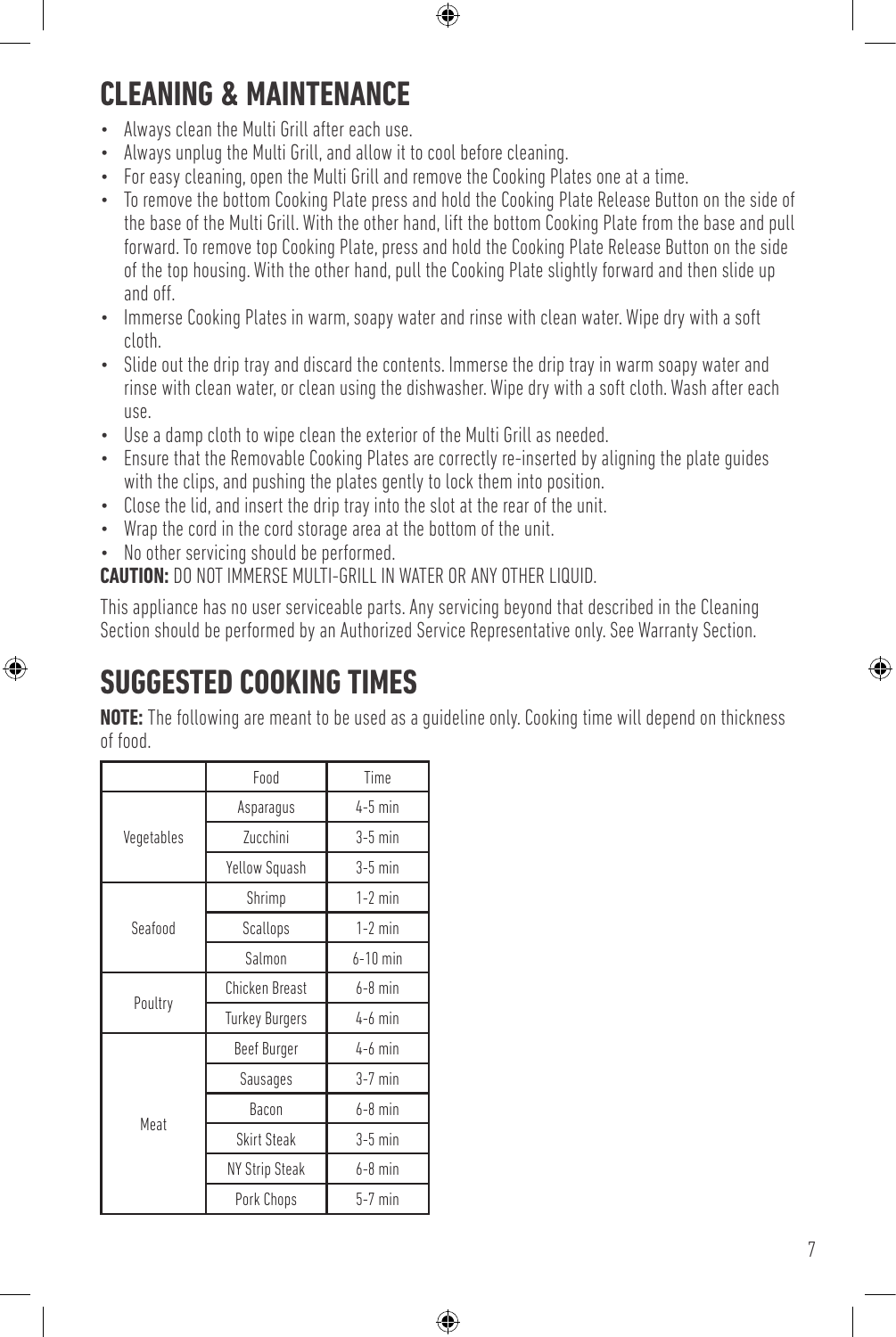# CLEANING & MAINTENANCE

- Always clean the Multi Grill after each use.
- Always unplug the Multi Grill, and allow it to cool before cleaning.
- For easy cleaning, open the Multi Grill and remove the Cooking Plates one at a time.
- To remove the bottom Cooking Plate press and hold the Cooking Plate Release Button on the side of the base of the Multi Grill. With the other hand, lift the bottom Cooking Plate from the base and pull forward. To remove top Cooking Plate, press and hold the Cooking Plate Release Button on the side of the top housing. With the other hand, pull the Cooking Plate slightly forward and then slide up and off.
- Immerse Cooking Plates in warm, soapy water and rinse with clean water. Wipe dry with a soft cloth.
- Slide out the drip tray and discard the contents. Immerse the drip tray in warm soapy water and rinse with clean water, or clean using the dishwasher. Wipe dry with a soft cloth. Wash after each use.
- Use a damp cloth to wipe clean the exterior of the Multi Grill as needed.
- Ensure that the Removable Cooking Plates are correctly re-inserted by aligning the plate guides with the clips, and pushing the plates gently to lock them into position.
- Close the lid, and insert the drip tray into the slot at the rear of the unit.
- Wrap the cord in the cord storage area at the bottom of the unit.
- No other servicing should be performed.

**CAUTION:** DO NOT IMMERSE MULTI-GRILL IN WATER OR ANY OTHER LIQUID.

This appliance has no user serviceable parts. Any servicing beyond that described in the Cleaning Section should be performed by an Authorized Service Representative only. See Warranty Section.

# SUGGESTED COOKING TIMES

**NOTE:** The following are meant to be used as a guideline only. Cooking time will depend on thickness of food.

| | Food | Time |
|---|---|---|
| Vegetables | Asparagus | 4-5 min |
| | Zucchini | 3-5 min |
| | Yellow Squash | 3-5 min |
| Seafood | Shrimp | 1-2 min |
| | Scallops | 1-2 min |
| | Salmon | 6-10 min |
| Poultry | Chicken Breast | 6-8 min |
| | Turkey Burgers | 4-6 min |
| Meat | Beef Burger | 4-6 min |
| | Sausages | 3-7 min |
| | Bacon | 6-8 min |
| | Skirt Steak | 3-5 min |
| | NY Strip Steak | 6-8 min |
| | Pork Chops | 5-7 min |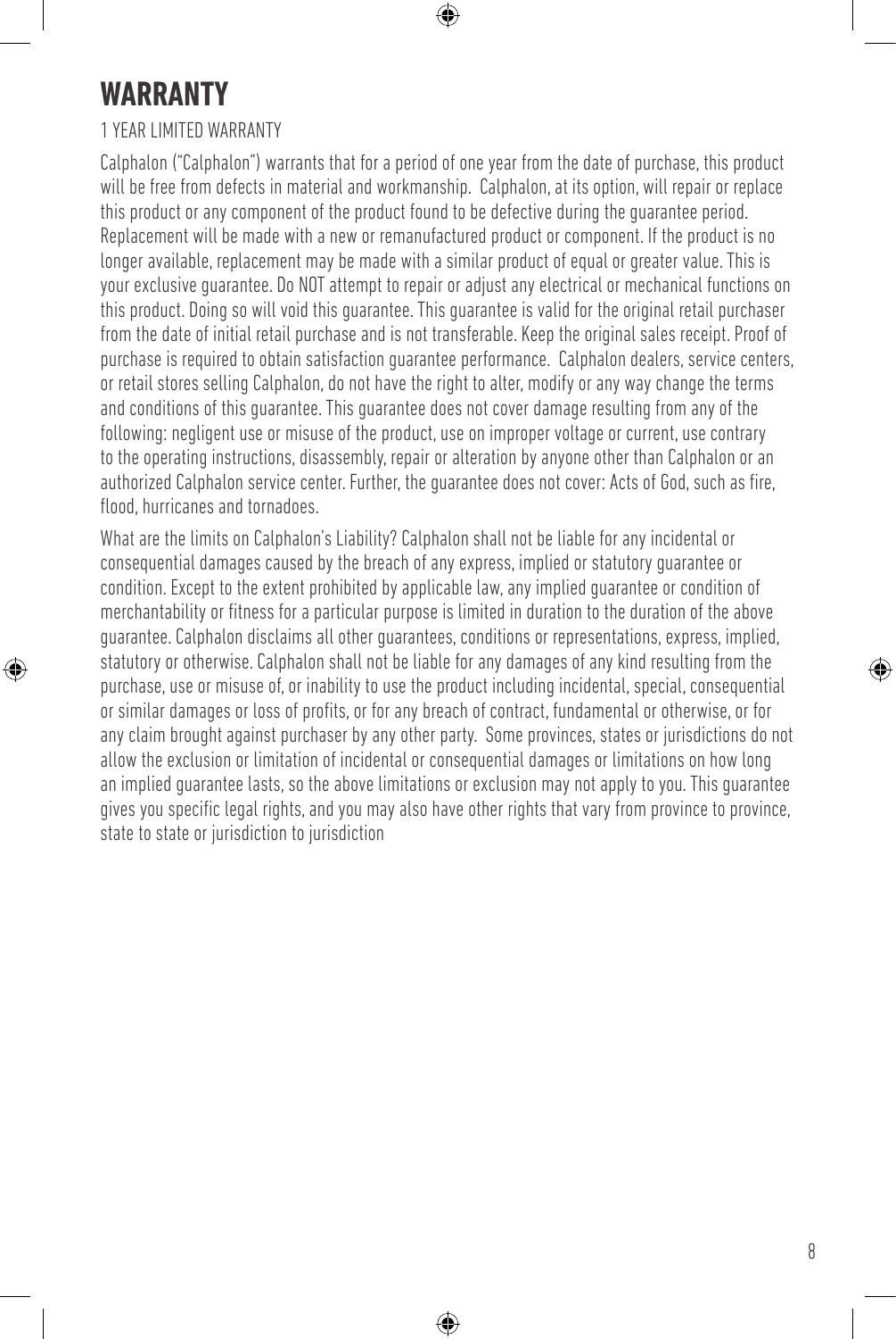# WARRANTY

1 YEAR LIMITED WARRANTY

Calphalon ("Calphalon") warrants that for a period of one year from the date of purchase, this product will be free from defects in material and workmanship. Calphalon, at its option, will repair or replace this product or any component of the product found to be defective during the guarantee period. Replacement will be made with a new or remanufactured product or component. If the product is no longer available, replacement may be made with a similar product of equal or greater value. This is your exclusive guarantee. Do NOT attempt to repair or adjust any electrical or mechanical functions on this product. Doing so will void this guarantee. This guarantee is valid for the original retail purchaser from the date of initial retail purchase and is not transferable. Keep the original sales receipt. Proof of purchase is required to obtain satisfaction guarantee performance. Calphalon dealers, service centers, or retail stores selling Calphalon, do not have the right to alter, modify or any way change the terms and conditions of this guarantee. This guarantee does not cover damage resulting from any of the following: negligent use or misuse of the product, use on improper voltage or current, use contrary to the operating instructions, disassembly, repair or alteration by anyone other than Calphalon or an authorized Calphalon service center. Further, the guarantee does not cover: Acts of God, such as fire, flood, hurricanes and tornadoes.

What are the limits on Calphalon's Liability? Calphalon shall not be liable for any incidental or consequential damages caused by the breach of any express, implied or statutory guarantee or condition. Except to the extent prohibited by applicable law, any implied guarantee or condition of merchantability or fitness for a particular purpose is limited in duration to the duration of the above guarantee. Calphalon disclaims all other guarantees, conditions or representations, express, implied, statutory or otherwise. Calphalon shall not be liable for any damages of any kind resulting from the purchase, use or misuse of, or inability to use the product including incidental, special, consequential or similar damages or loss of profits, or for any breach of contract, fundamental or otherwise, or for any claim brought against purchaser by any other party. Some provinces, states or jurisdictions do not allow the exclusion or limitation of incidental or consequential damages or limitations on how long an implied guarantee lasts, so the above limitations or exclusion may not apply to you. This guarantee gives you specific legal rights, and you may also have other rights that vary from province to province, state to state or jurisdiction to jurisdiction